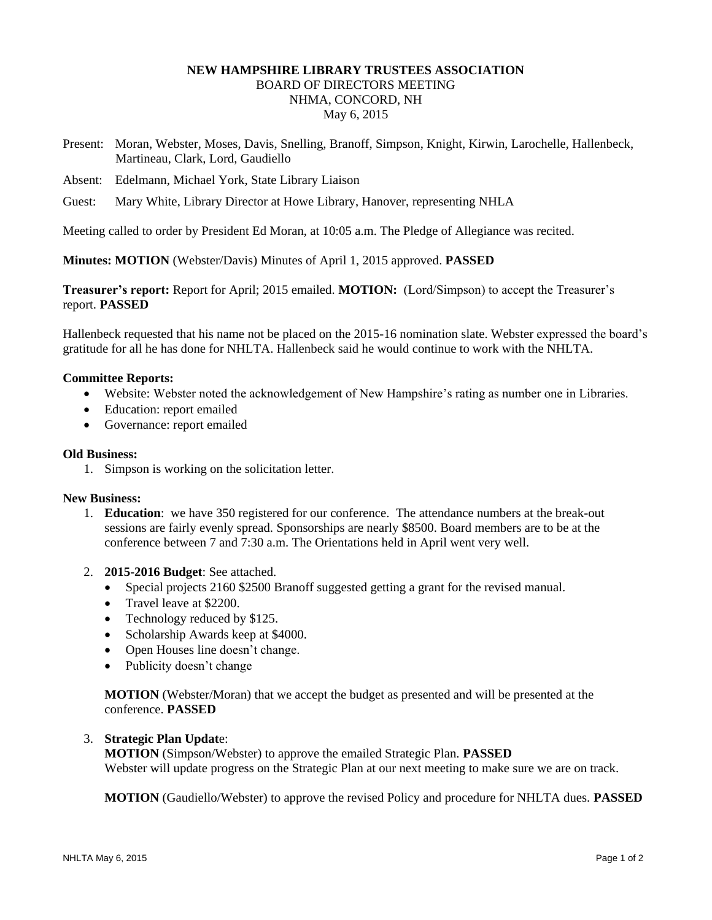**NEW HAMPSHIRE LIBRARY TRUSTEES ASSOCIATION**
BOARD OF DIRECTORS MEETING
NHMA, CONCORD, NH
May 6, 2015

Present: Moran, Webster, Moses, Davis, Snelling, Branoff, Simpson, Knight, Kirwin, Larochelle, Hallenbeck, Martineau, Clark, Lord, Gaudiello

Absent: Edelmann, Michael York, State Library Liaison

Guest: Mary White, Library Director at Howe Library, Hanover, representing NHLA

Meeting called to order by President Ed Moran, at 10:05 a.m. The Pledge of Allegiance was recited.

**Minutes: MOTION** (Webster/Davis) Minutes of April 1, 2015 approved. **PASSED**

**Treasurer's report:** Report for April; 2015 emailed. **MOTION:** (Lord/Simpson) to accept the Treasurer's report. **PASSED**

Hallenbeck requested that his name not be placed on the 2015-16 nomination slate. Webster expressed the board's gratitude for all he has done for NHLTA. Hallenbeck said he would continue to work with the NHLTA.

**Committee Reports:**

- Website: Webster noted the acknowledgement of New Hampshire's rating as number one in Libraries.
- Education: report emailed
- Governance: report emailed

**Old Business:**

1. Simpson is working on the solicitation letter.

**New Business:**

1. **Education**: we have 350 registered for our conference. The attendance numbers at the break-out sessions are fairly evenly spread. Sponsorships are nearly $8500. Board members are to be at the conference between 7 and 7:30 a.m. The Orientations held in April went very well.

2. **2015-2016 Budget**: See attached.
   - Special projects 2160 $2500 Branoff suggested getting a grant for the revised manual.
   - Travel leave at $2200.
   - Technology reduced by $125.
   - Scholarship Awards keep at $4000.
   - Open Houses line doesn't change.
   - Publicity doesn't change

   **MOTION** (Webster/Moran) that we accept the budget as presented and will be presented at the conference. **PASSED**

3. **Strategic Plan Updat**e:
   **MOTION** (Simpson/Webster) to approve the emailed Strategic Plan. **PASSED**
   Webster will update progress on the Strategic Plan at our next meeting to make sure we are on track.

   **MOTION** (Gaudiello/Webster) to approve the revised Policy and procedure for NHLTA dues. **PASSED**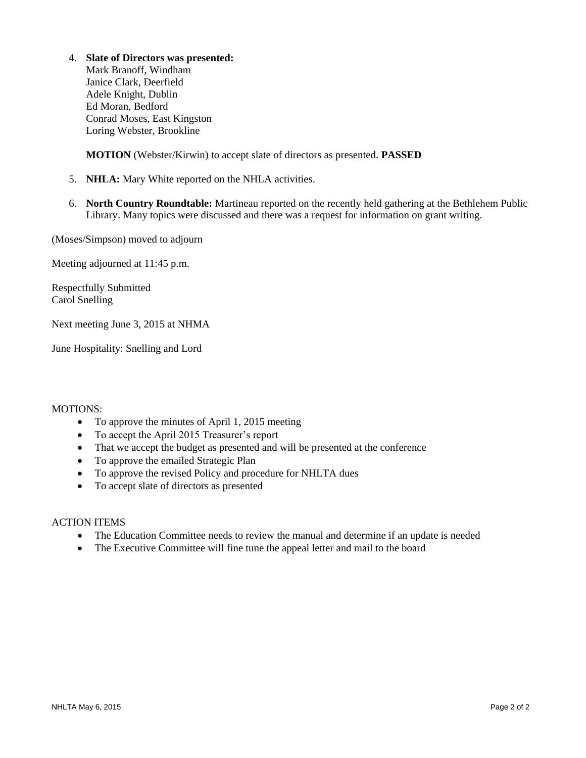4. **Slate of Directors was presented:**  
   Mark Branoff, Windham  
   Janice Clark, Deerfield  
   Adele Knight, Dublin  
   Ed Moran, Bedford  
   Conrad Moses, East Kingston  
   Loring Webster, Brookline

   **MOTION** (Webster/Kirwin) to accept slate of directors as presented. **PASSED**

5. **NHLA:** Mary White reported on the NHLA activities.

6. **North Country Roundtable:** Martineau reported on the recently held gathering at the Bethlehem Public Library. Many topics were discussed and there was a request for information on grant writing.

(Moses/Simpson) moved to adjourn

Meeting adjourned at 11:45 p.m.

Respectfully Submitted  
Carol Snelling

Next meeting June 3, 2015 at NHMA

June Hospitality: Snelling and Lord

MOTIONS:

- To approve the minutes of April 1, 2015 meeting
- To accept the April 2015 Treasurer's report
- That we accept the budget as presented and will be presented at the conference
- To approve the emailed Strategic Plan
- To approve the revised Policy and procedure for NHLTA dues
- To accept slate of directors as presented

ACTION ITEMS

- The Education Committee needs to review the manual and determine if an update is needed
- The Executive Committee will fine tune the appeal letter and mail to the board